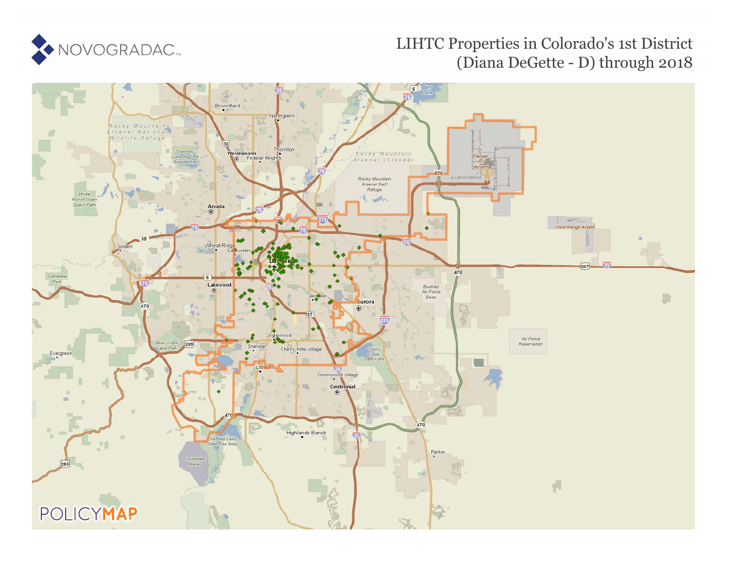NOVOGRADAC

# LIHTC Properties in Colorado's 1st District (Diana DeGette - D) through 2018

POLICYMAP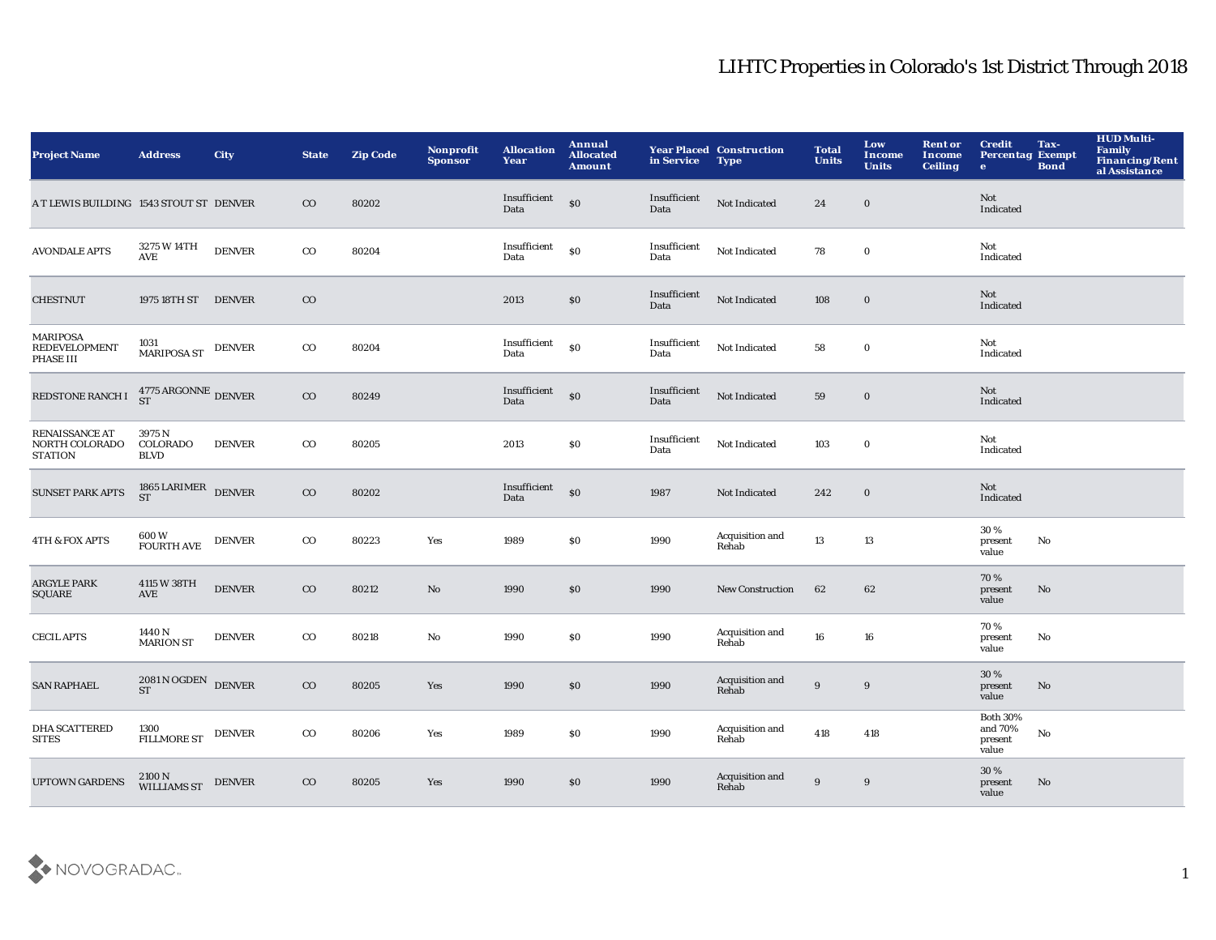# LIHTC Properties in Colorado's 1st District Through 2018

| Project Name | Address | City | State | Zip Code | Nonprofit Sponsor | Allocation Year | Annual Allocated Amount | Year Placed in Service | Construction Type | Total Units | Low Income Units | Rent or Income Ceiling | Credit Percentage | Tax-Exempt Bond | HUD Multi-Family Financing/Rental Assistance |
|---|---|---|---|---|---|---|---|---|---|---|---|---|---|---|---|
| A T LEWIS BUILDING | 1543 STOUT ST | DENVER | CO | 80202 | | Insufficient Data | $0 | Insufficient Data | Not Indicated | 24 | 0 | | Not Indicated | | |
| AVONDALE APTS | 3275 W 14TH AVE | DENVER | CO | 80204 | | Insufficient Data | $0 | Insufficient Data | Not Indicated | 78 | 0 | | Not Indicated | | |
| CHESTNUT | 1975 18TH ST | DENVER | CO | | | 2013 | $0 | Insufficient Data | Not Indicated | 108 | 0 | | Not Indicated | | |
| MARIPOSA REDEVELOPMENT PHASE III | 1031 MARIPOSA ST | DENVER | CO | 80204 | | Insufficient Data | $0 | Insufficient Data | Not Indicated | 58 | 0 | | Not Indicated | | |
| REDSTONE RANCH I | 4775 ARGONNE ST | DENVER | CO | 80249 | | Insufficient Data | $0 | Insufficient Data | Not Indicated | 59 | 0 | | Not Indicated | | |
| RENAISSANCE AT NORTH COLORADO STATION | 3975 N COLORADO BLVD | DENVER | CO | 80205 | | 2013 | $0 | Insufficient Data | Not Indicated | 103 | 0 | | Not Indicated | | |
| SUNSET PARK APTS | 1865 LARIMER ST | DENVER | CO | 80202 | | Insufficient Data | $0 | 1987 | Not Indicated | 242 | 0 | | Not Indicated | | |
| 4TH & FOX APTS | 600 W FOURTH AVE | DENVER | CO | 80223 | Yes | 1989 | $0 | 1990 | Acquisition and Rehab | 13 | 13 | | 30 % present value | No | |
| ARGYLE PARK SQUARE | 4115 W 38TH AVE | DENVER | CO | 80212 | No | 1990 | $0 | 1990 | New Construction | 62 | 62 | | 70 % present value | No | |
| CECIL APTS | 1440 N MARION ST | DENVER | CO | 80218 | No | 1990 | $0 | 1990 | Acquisition and Rehab | 16 | 16 | | 70 % present value | No | |
| SAN RAPHAEL | 2081 N OGDEN ST | DENVER | CO | 80205 | Yes | 1990 | $0 | 1990 | Acquisition and Rehab | 9 | 9 | | 30 % present value | No | |
| DHA SCATTERED SITES | 1300 FILLMORE ST | DENVER | CO | 80206 | Yes | 1989 | $0 | 1990 | Acquisition and Rehab | 418 | 418 | | Both 30% and 70% present value | No | |
| UPTOWN GARDENS | 2100 N WILLIAMS ST | DENVER | CO | 80205 | Yes | 1990 | $0 | 1990 | Acquisition and Rehab | 9 | 9 | | 30 % present value | No | |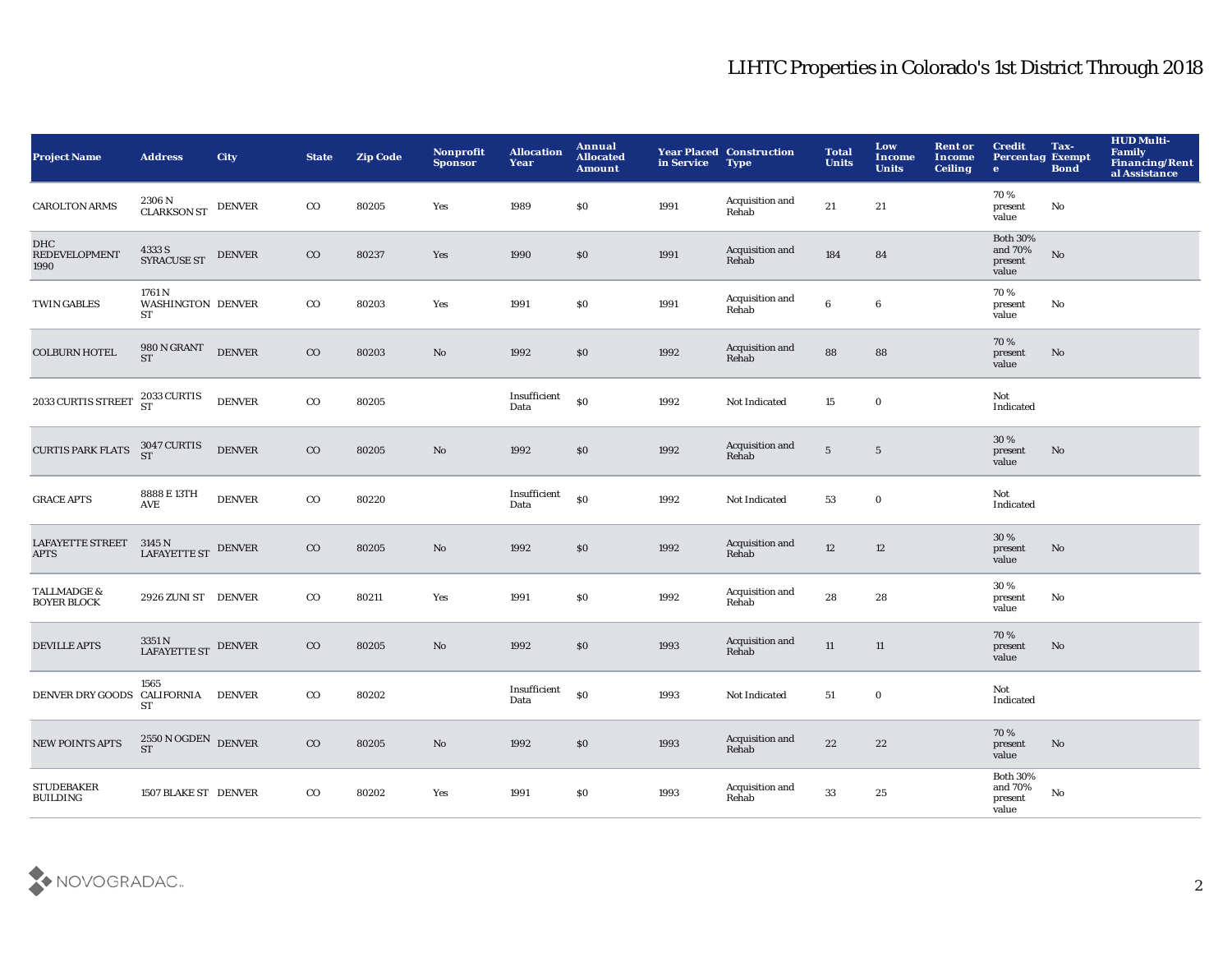# LIHTC Properties in Colorado's 1st District Through 2018

| Project Name | Address | City | State | Zip Code | Nonprofit Sponsor | Allocation Year | Annual Allocated Amount | Year Placed in Service | Construction Type | Total Units | Low Income Units | Rent or Income Ceiling | Credit Percentage | Tax-Exempt Bond | HUD Multi-Family Financing/Rental Assistance |
|---|---|---|---|---|---|---|---|---|---|---|---|---|---|---|---|
| CAROLTON ARMS | 2306 N CLARKSON ST | DENVER | CO | 80205 | Yes | 1989 | $0 | 1991 | Acquisition and Rehab | 21 | 21 | | 70 % present value | No | |
| DHC REDEVELOPMENT 1990 | 4333 S SYRACUSE ST | DENVER | CO | 80237 | Yes | 1990 | $0 | 1991 | Acquisition and Rehab | 184 | 84 | | Both 30% and 70% present value | No | |
| TWIN GABLES | 1761 N WASHINGTON ST | DENVER | CO | 80203 | Yes | 1991 | $0 | 1991 | Acquisition and Rehab | 6 | 6 | | 70 % present value | No | |
| COLBURN HOTEL | 980 N GRANT ST | DENVER | CO | 80203 | No | 1992 | $0 | 1992 | Acquisition and Rehab | 88 | 88 | | 70 % present value | No | |
| 2033 CURTIS STREET | 2033 CURTIS ST | DENVER | CO | 80205 | | Insufficient Data | $0 | 1992 | Not Indicated | 15 | 0 | | Not Indicated | | |
| CURTIS PARK FLATS | 3047 CURTIS ST | DENVER | CO | 80205 | No | 1992 | $0 | 1992 | Acquisition and Rehab | 5 | 5 | | 30 % present value | No | |
| GRACE APTS | 8888 E 13TH AVE | DENVER | CO | 80220 | | Insufficient Data | $0 | 1992 | Not Indicated | 53 | 0 | | Not Indicated | | |
| LAFAYETTE STREET APTS | 3145 N LAFAYETTE ST | DENVER | CO | 80205 | No | 1992 | $0 | 1992 | Acquisition and Rehab | 12 | 12 | | 30 % present value | No | |
| TALLMADGE & BOYER BLOCK | 2926 ZUNI ST | DENVER | CO | 80211 | Yes | 1991 | $0 | 1992 | Acquisition and Rehab | 28 | 28 | | 30 % present value | No | |
| DEVILLE APTS | 3351 N LAFAYETTE ST | DENVER | CO | 80205 | No | 1992 | $0 | 1993 | Acquisition and Rehab | 11 | 11 | | 70 % present value | No | |
| DENVER DRY GOODS | 1565 CALIFORNIA ST | DENVER | CO | 80202 | | Insufficient Data | $0 | 1993 | Not Indicated | 51 | 0 | | Not Indicated | | |
| NEW POINTS APTS | 2550 N OGDEN ST | DENVER | CO | 80205 | No | 1992 | $0 | 1993 | Acquisition and Rehab | 22 | 22 | | 70 % present value | No | |
| STUDEBAKER BUILDING | 1507 BLAKE ST | DENVER | CO | 80202 | Yes | 1991 | $0 | 1993 | Acquisition and Rehab | 33 | 25 | | Both 30% and 70% present value | No | |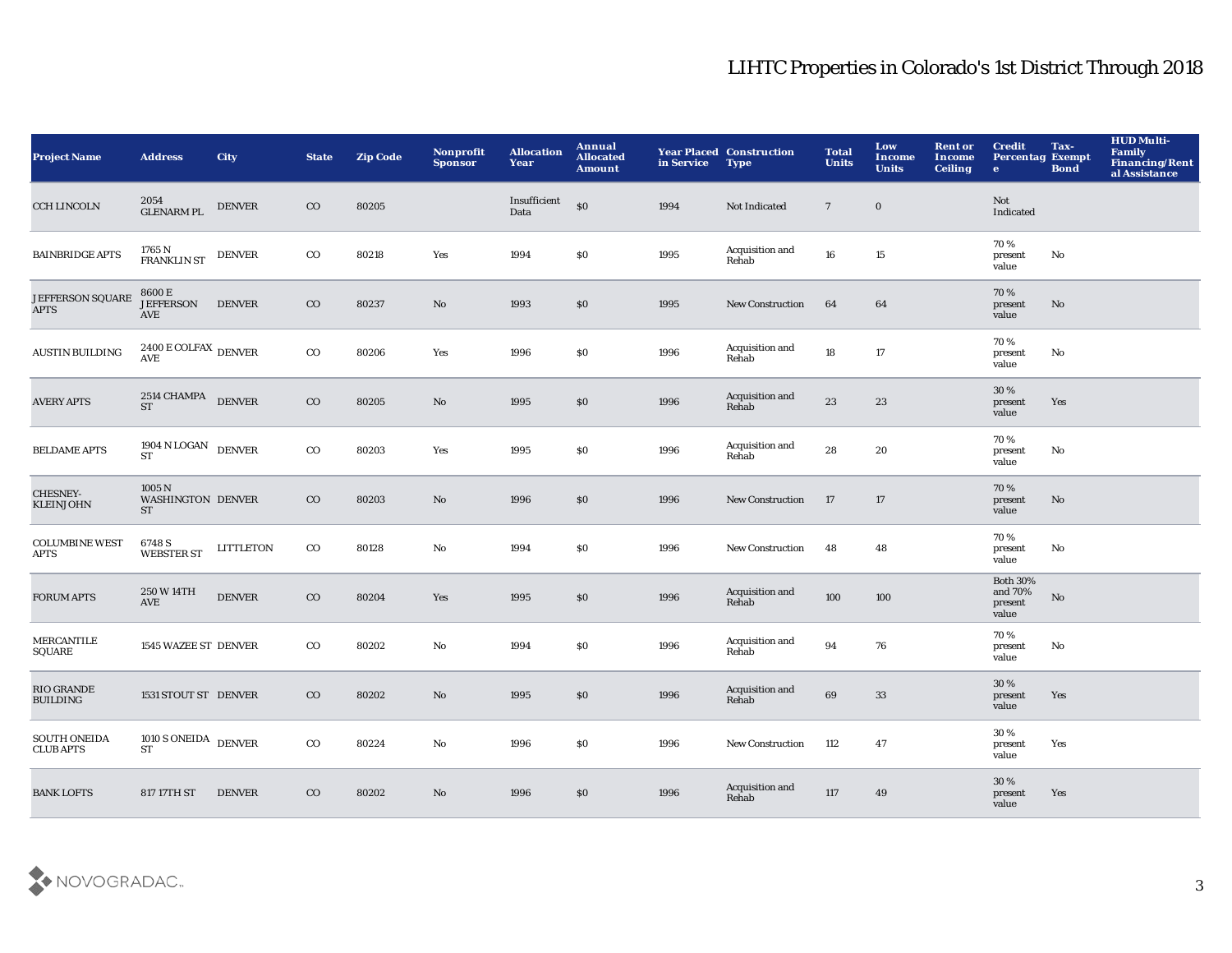# LIHTC Properties in Colorado's 1st District Through 2018

| Project Name | Address | City | State | Zip Code | Nonprofit Sponsor | Allocation Year | Annual Allocated Amount | Year Placed in Service | Construction Type | Total Units | Low Income Units | Rent or Income Ceiling | Credit Percentage | Tax-Exempt Bond | HUD Multi-Family Financing/Rental Assistance |
|---|---|---|---|---|---|---|---|---|---|---|---|---|---|---|---|
| CCH LINCOLN | 2054 GLENARM PL | DENVER | CO | 80205 | | Insufficient Data | $0 | 1994 | Not Indicated | 7 | 0 | | Not Indicated | | |
| BAINBRIDGE APTS | 1765 N FRANKLIN ST | DENVER | CO | 80218 | Yes | 1994 | $0 | 1995 | Acquisition and Rehab | 16 | 15 | | 70 % present value | No | |
| JEFFERSON SQUARE APTS | 8600 E JEFFERSON AVE | DENVER | CO | 80237 | No | 1993 | $0 | 1995 | New Construction | 64 | 64 | | 70 % present value | No | |
| AUSTIN BUILDING | 2400 E COLFAX AVE | DENVER | CO | 80206 | Yes | 1996 | $0 | 1996 | Acquisition and Rehab | 18 | 17 | | 70 % present value | No | |
| AVERY APTS | 2514 CHAMPA ST | DENVER | CO | 80205 | No | 1995 | $0 | 1996 | Acquisition and Rehab | 23 | 23 | | 30 % present value | Yes | |
| BELDAME APTS | 1904 N LOGAN ST | DENVER | CO | 80203 | Yes | 1995 | $0 | 1996 | Acquisition and Rehab | 28 | 20 | | 70 % present value | No | |
| CHESNEY-KLEINJOHN | 1005 N WASHINGTON ST | DENVER | CO | 80203 | No | 1996 | $0 | 1996 | New Construction | 17 | 17 | | 70 % present value | No | |
| COLUMBINE WEST APTS | 6748 S WEBSTER ST | LITTLETON | CO | 80128 | No | 1994 | $0 | 1996 | New Construction | 48 | 48 | | 70 % present value | No | |
| FORUM APTS | 250 W 14TH AVE | DENVER | CO | 80204 | Yes | 1995 | $0 | 1996 | Acquisition and Rehab | 100 | 100 | | Both 30% and 70% present value | No | |
| MERCANTILE SQUARE | 1545 WAZEE ST | DENVER | CO | 80202 | No | 1994 | $0 | 1996 | Acquisition and Rehab | 94 | 76 | | 70 % present value | No | |
| RIO GRANDE BUILDING | 1531 STOUT ST | DENVER | CO | 80202 | No | 1995 | $0 | 1996 | Acquisition and Rehab | 69 | 33 | | 30 % present value | Yes | |
| SOUTH ONEIDA CLUB APTS | 1010 S ONEIDA ST | DENVER | CO | 80224 | No | 1996 | $0 | 1996 | New Construction | 112 | 47 | | 30 % present value | Yes | |
| BANK LOFTS | 817 17TH ST | DENVER | CO | 80202 | No | 1996 | $0 | 1996 | Acquisition and Rehab | 117 | 49 | | 30 % present value | Yes | |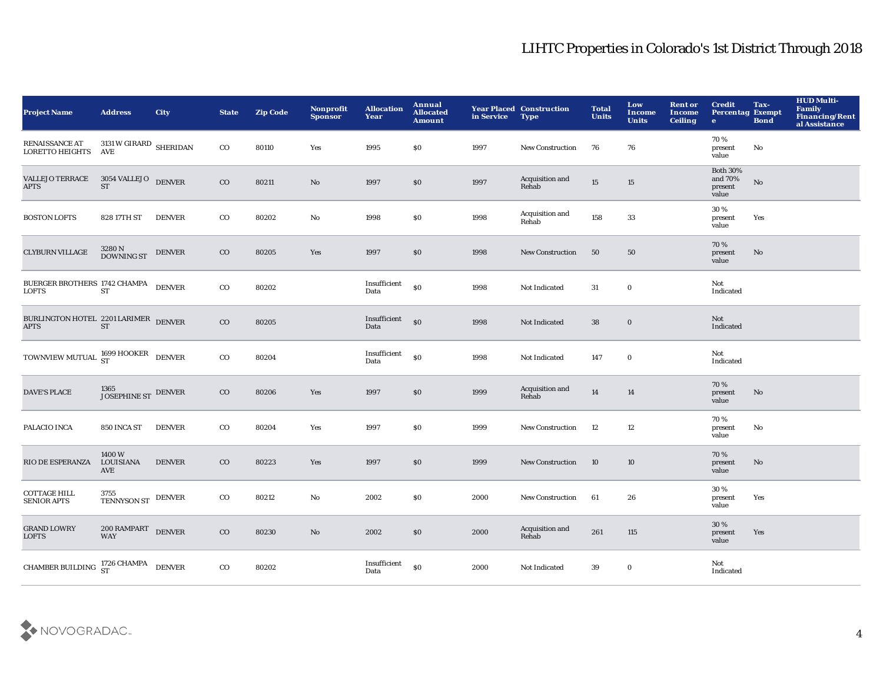# LIHTC Properties in Colorado's 1st District Through 2018

| Project Name | Address | City | State | Zip Code | Nonprofit Sponsor | Allocation Year | Annual Allocated Amount | Year Placed in Service | Construction Type | Total Units | Low Income Units | Rent or Income Ceiling | Credit Percentage | Tax-Exempt Bond | HUD Multi-Family Financing/Rental Assistance |
|---|---|---|---|---|---|---|---|---|---|---|---|---|---|---|---|
| RENAISSANCE AT LORETTO HEIGHTS | 3131 W GIRARD AVE | SHERIDAN | CO | 80110 | Yes | 1995 | $0 | 1997 | New Construction | 76 | 76 | | 70 % present value | No | |
| VALLEJO TERRACE APTS | 3054 VALLEJO ST | DENVER | CO | 80211 | No | 1997 | $0 | 1997 | Acquisition and Rehab | 15 | 15 | | Both 30% and 70% present value | No | |
| BOSTON LOFTS | 828 17TH ST | DENVER | CO | 80202 | No | 1998 | $0 | 1998 | Acquisition and Rehab | 158 | 33 | | 30 % present value | Yes | |
| CLYBURN VILLAGE | 3280 N DOWNING ST | DENVER | CO | 80205 | Yes | 1997 | $0 | 1998 | New Construction | 50 | 50 | | 70 % present value | No | |
| BUERGER BROTHERS LOFTS | 1742 CHAMPA ST | DENVER | CO | 80202 | | Insufficient Data | $0 | 1998 | Not Indicated | 31 | 0 | | Not Indicated | | |
| BURLINGTON HOTEL APTS | 2201 LARIMER ST | DENVER | CO | 80205 | | Insufficient Data | $0 | 1998 | Not Indicated | 38 | 0 | | Not Indicated | | |
| TOWNVIEW MUTUAL | 1699 HOOKER ST | DENVER | CO | 80204 | | Insufficient Data | $0 | 1998 | Not Indicated | 147 | 0 | | Not Indicated | | |
| DAVE'S PLACE | 1365 JOSEPHINE ST | DENVER | CO | 80206 | Yes | 1997 | $0 | 1999 | Acquisition and Rehab | 14 | 14 | | 70 % present value | No | |
| PALACIO INCA | 850 INCA ST | DENVER | CO | 80204 | Yes | 1997 | $0 | 1999 | New Construction | 12 | 12 | | 70 % present value | No | |
| RIO DE ESPERANZA | 1400 W LOUISIANA AVE | DENVER | CO | 80223 | Yes | 1997 | $0 | 1999 | New Construction | 10 | 10 | | 70 % present value | No | |
| COTTAGE HILL SENIOR APTS | 3755 TENNYSON ST | DENVER | CO | 80212 | No | 2002 | $0 | 2000 | New Construction | 61 | 26 | | 30 % present value | Yes | |
| GRAND LOWRY LOFTS | 200 RAMPART WAY | DENVER | CO | 80230 | No | 2002 | $0 | 2000 | Acquisition and Rehab | 261 | 115 | | 30 % present value | Yes | |
| CHAMBER BUILDING | 1726 CHAMPA ST | DENVER | CO | 80202 | | Insufficient Data | $0 | 2000 | Not Indicated | 39 | 0 | | Not Indicated | | |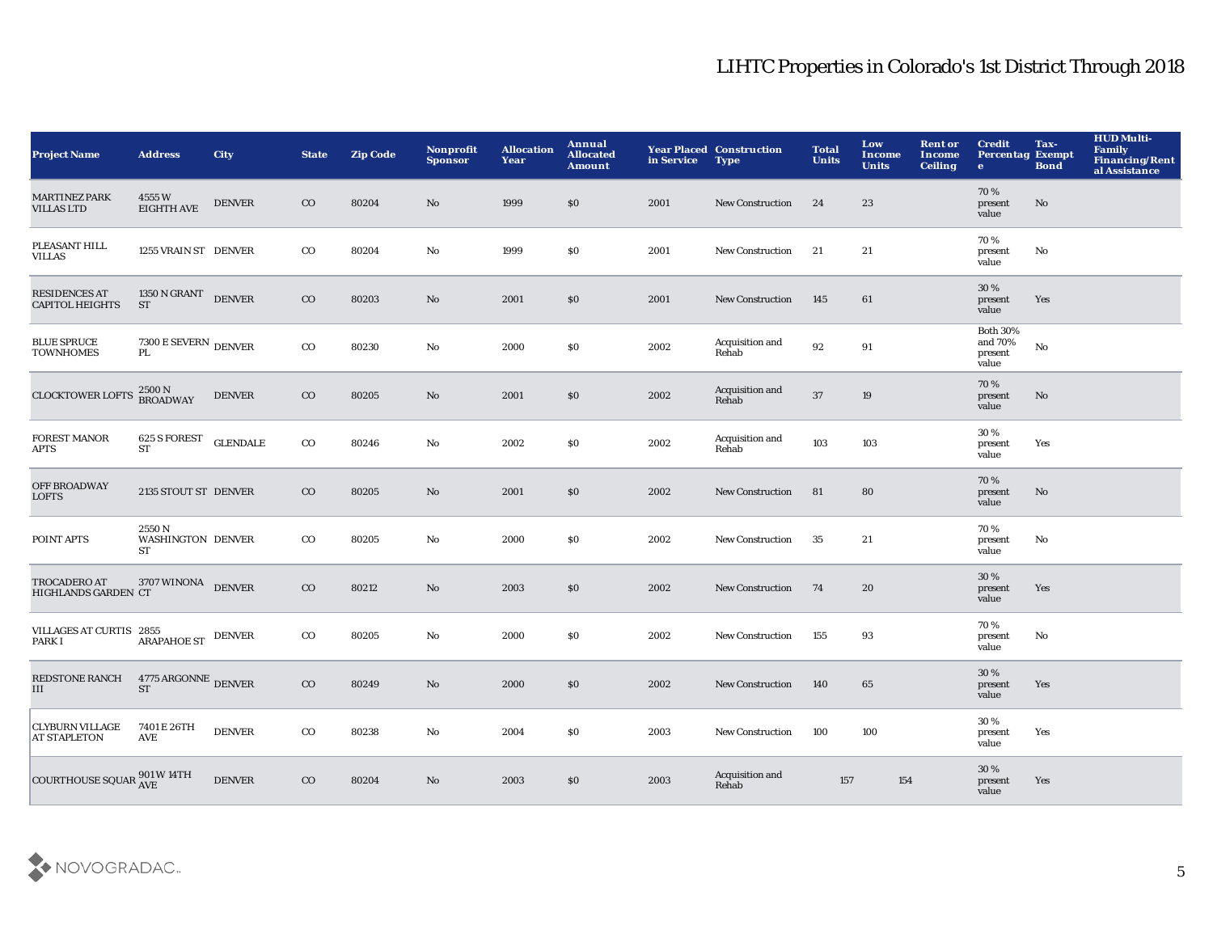# LIHTC Properties in Colorado's 1st District Through 2018

| Project Name | Address | City | State | Zip Code | Nonprofit Sponsor | Allocation Year | Annual Allocated Amount | Year Placed in Service | Construction Type | Total Units | Low Income Units | Rent or Income Ceiling | Credit Percentage | Tax-Exempt Bond | HUD Multi-Family Financing/Rental Assistance |
|---|---|---|---|---|---|---|---|---|---|---|---|---|---|---|---|
| MARTINEZ PARK VILLAS LTD | 4555 W EIGHTH AVE | DENVER | CO | 80204 | No | 1999 | $0 | 2001 | New Construction | 24 | 23 | | 70 % present value | No | |
| PLEASANT HILL VILLAS | 1255 VRAIN ST | DENVER | CO | 80204 | No | 1999 | $0 | 2001 | New Construction | 21 | 21 | | 70 % present value | No | |
| RESIDENCES AT CAPITOL HEIGHTS | 1350 N GRANT ST | DENVER | CO | 80203 | No | 2001 | $0 | 2001 | New Construction | 145 | 61 | | 30 % present value | Yes | |
| BLUE SPRUCE TOWNHOMES | 7300 E SEVERN PL | DENVER | CO | 80230 | No | 2000 | $0 | 2002 | Acquisition and Rehab | 92 | 91 | | Both 30% and 70% present value | No | |
| CLOCKTOWER LOFTS | 2500 N BROADWAY | DENVER | CO | 80205 | No | 2001 | $0 | 2002 | Acquisition and Rehab | 37 | 19 | | 70 % present value | No | |
| FOREST MANOR APTS | 625 S FOREST ST | GLENDALE | CO | 80246 | No | 2002 | $0 | 2002 | Acquisition and Rehab | 103 | 103 | | 30 % present value | Yes | |
| OFF BROADWAY LOFTS | 2135 STOUT ST | DENVER | CO | 80205 | No | 2001 | $0 | 2002 | New Construction | 81 | 80 | | 70 % present value | No | |
| POINT APTS | 2550 N WASHINGTON ST | DENVER | CO | 80205 | No | 2000 | $0 | 2002 | New Construction | 35 | 21 | | 70 % present value | No | |
| TROCADERO AT HIGHLANDS GARDEN | 3707 WINONA CT | DENVER | CO | 80212 | No | 2003 | $0 | 2002 | New Construction | 74 | 20 | | 30 % present value | Yes | |
| VILLAGES AT CURTIS PARK I | 2855 ARAPAHOE ST | DENVER | CO | 80205 | No | 2000 | $0 | 2002 | New Construction | 155 | 93 | | 70 % present value | No | |
| REDSTONE RANCH III | 4775 ARGONNE ST | DENVER | CO | 80249 | No | 2000 | $0 | 2002 | New Construction | 140 | 65 | | 30 % present value | Yes | |
| CLYBURN VILLAGE AT STAPLETON | 7401 E 26TH AVE | DENVER | CO | 80238 | No | 2004 | $0 | 2003 | New Construction | 100 | 100 | | 30 % present value | Yes | |
| COURTHOUSE SQUAR | 901 W 14TH AVE | DENVER | CO | 80204 | No | 2003 | $0 | 2003 | Acquisition and Rehab | 157 | 154 | | 30 % present value | Yes | |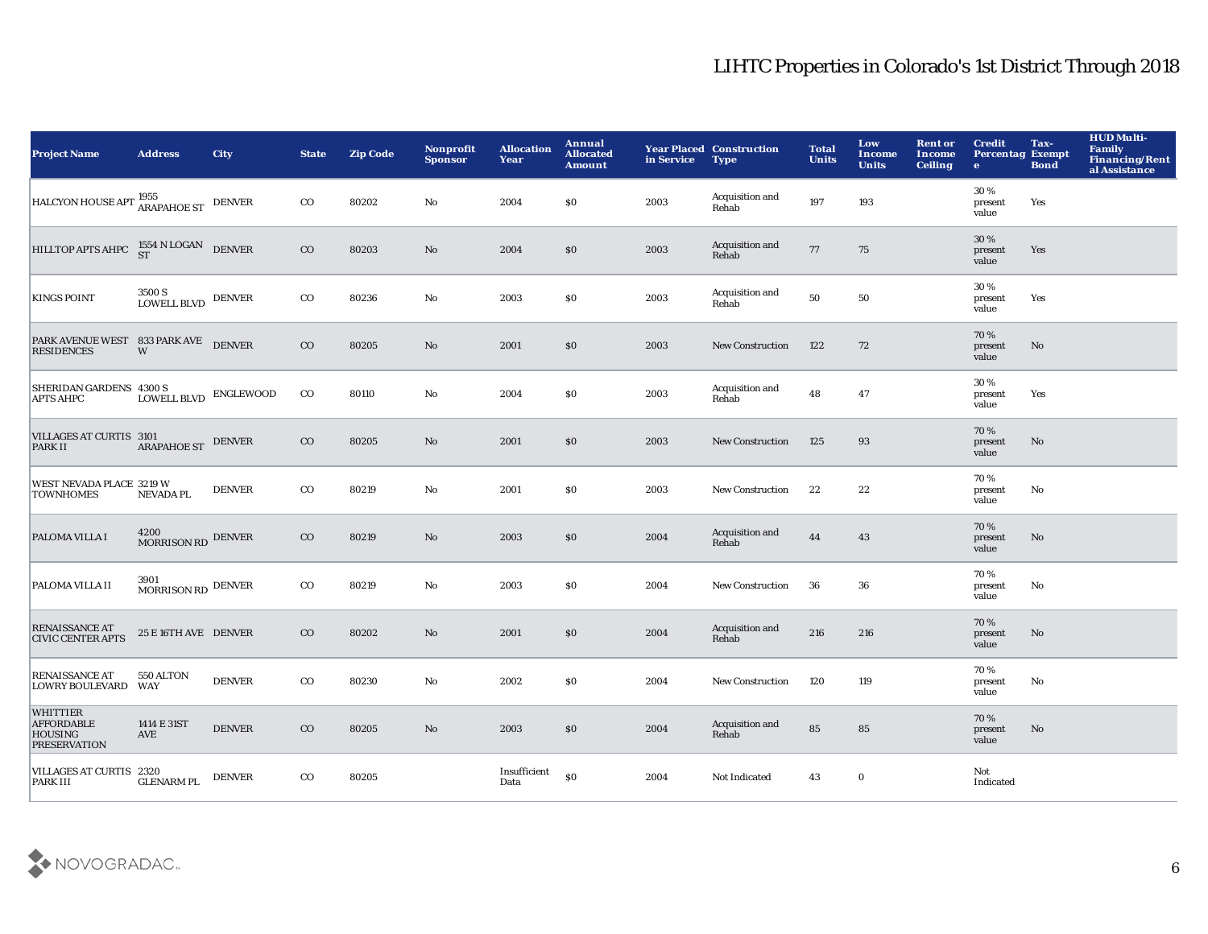# LIHTC Properties in Colorado's 1st District Through 2018

| Project Name | Address | City | State | Zip Code | Nonprofit Sponsor | Allocation Year | Annual Allocated Amount | Year Placed in Service | Construction Type | Total Units | Low Income Units | Rent or Income Ceiling | Credit Percentage | Tax-Exempt Bond | HUD Multi-Family Financing/Rental Assistance |
|---|---|---|---|---|---|---|---|---|---|---|---|---|---|---|---|
| HALCYON HOUSE APT | 1955 ARAPAHOE ST | DENVER | CO | 80202 | No | 2004 | $0 | 2003 | Acquisition and Rehab | 197 | 193 | | 30 % present value | Yes | |
| HILLTOP APTS AHPC | 1554 N LOGAN ST | DENVER | CO | 80203 | No | 2004 | $0 | 2003 | Acquisition and Rehab | 77 | 75 | | 30 % present value | Yes | |
| KINGS POINT | 3500 S LOWELL BLVD | DENVER | CO | 80236 | No | 2003 | $0 | 2003 | Acquisition and Rehab | 50 | 50 | | 30 % present value | Yes | |
| PARK AVENUE WEST RESIDENCES | 833 PARK AVE W | DENVER | CO | 80205 | No | 2001 | $0 | 2003 | New Construction | 122 | 72 | | 70 % present value | No | |
| SHERIDAN GARDENS APTS AHPC | 4300 S LOWELL BLVD | ENGLEWOOD | CO | 80110 | No | 2004 | $0 | 2003 | Acquisition and Rehab | 48 | 47 | | 30 % present value | Yes | |
| VILLAGES AT CURTIS PARK II | 3101 ARAPAHOE ST | DENVER | CO | 80205 | No | 2001 | $0 | 2003 | New Construction | 125 | 93 | | 70 % present value | No | |
| WEST NEVADA PLACE TOWNHOMES | 3219 W NEVADA PL | DENVER | CO | 80219 | No | 2001 | $0 | 2003 | New Construction | 22 | 22 | | 70 % present value | No | |
| PALOMA VILLA I | 4200 MORRISON RD | DENVER | CO | 80219 | No | 2003 | $0 | 2004 | Acquisition and Rehab | 44 | 43 | | 70 % present value | No | |
| PALOMA VILLA II | 3901 MORRISON RD | DENVER | CO | 80219 | No | 2003 | $0 | 2004 | New Construction | 36 | 36 | | 70 % present value | No | |
| RENAISSANCE AT CIVIC CENTER APTS | 25 E 16TH AVE | DENVER | CO | 80202 | No | 2001 | $0 | 2004 | Acquisition and Rehab | 216 | 216 | | 70 % present value | No | |
| RENAISSANCE AT LOWRY BOULEVARD | 550 ALTON WAY | DENVER | CO | 80230 | No | 2002 | $0 | 2004 | New Construction | 120 | 119 | | 70 % present value | No | |
| WHITTIER AFFORDABLE HOUSING PRESERVATION | 1414 E 31ST AVE | DENVER | CO | 80205 | No | 2003 | $0 | 2004 | Acquisition and Rehab | 85 | 85 | | 70 % present value | No | |
| VILLAGES AT CURTIS PARK III | 2320 GLENARM PL | DENVER | CO | 80205 | | Insufficient Data | $0 | 2004 | Not Indicated | 43 | 0 | | Not Indicated | | |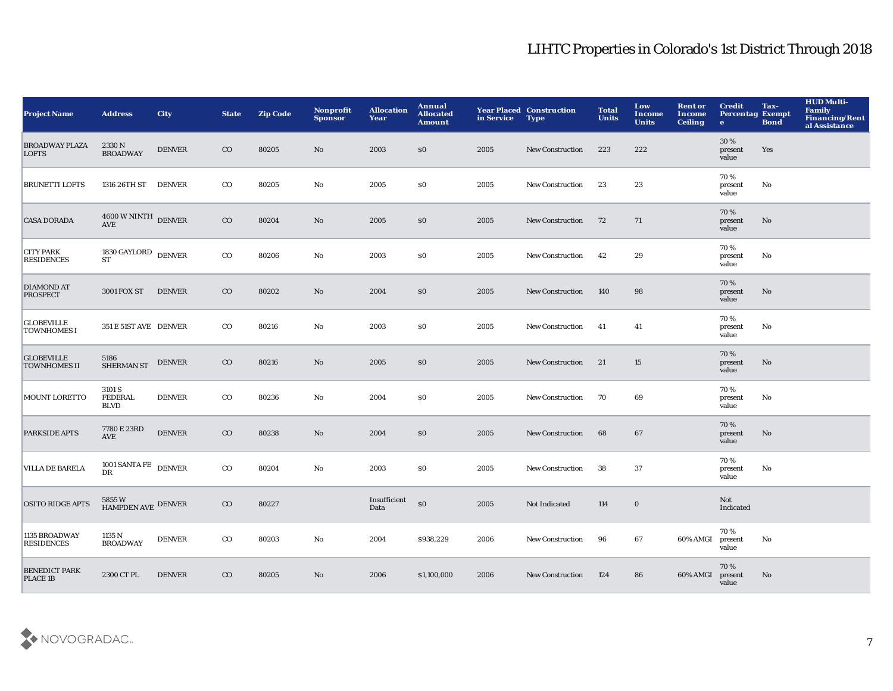## LIHTC Properties in Colorado's 1st District Through 2018

| Project Name | Address | City | State | Zip Code | Nonprofit Sponsor | Allocation Year | Annual Allocated Amount | Year Placed in Service | Construction Type | Total Units | Low Income Units | Rent or Income Ceiling | Credit Percentage | Tax-Exempt Bond | HUD Multi-Family Financing/Rental Assistance |
|---|---|---|---|---|---|---|---|---|---|---|---|---|---|---|---|
| BROADWAY PLAZA LOFTS | 2330 N BROADWAY | DENVER | CO | 80205 | No | 2003 | $0 | 2005 | New Construction | 223 | 222 | | 30 % present value | Yes | |
| BRUNETTI LOFTS | 1316 26TH ST | DENVER | CO | 80205 | No | 2005 | $0 | 2005 | New Construction | 23 | 23 | | 70 % present value | No | |
| CASA DORADA | 4600 W NINTH AVE | DENVER | CO | 80204 | No | 2005 | $0 | 2005 | New Construction | 72 | 71 | | 70 % present value | No | |
| CITY PARK RESIDENCES | 1830 GAYLORD ST | DENVER | CO | 80206 | No | 2003 | $0 | 2005 | New Construction | 42 | 29 | | 70 % present value | No | |
| DIAMOND AT PROSPECT | 3001 FOX ST | DENVER | CO | 80202 | No | 2004 | $0 | 2005 | New Construction | 140 | 98 | | 70 % present value | No | |
| GLOBEVILLE TOWNHOMES I | 351 E 51ST AVE | DENVER | CO | 80216 | No | 2003 | $0 | 2005 | New Construction | 41 | 41 | | 70 % present value | No | |
| GLOBEVILLE TOWNHOMES II | 5186 SHERMAN ST | DENVER | CO | 80216 | No | 2005 | $0 | 2005 | New Construction | 21 | 15 | | 70 % present value | No | |
| MOUNT LORETTO | 3101 S FEDERAL BLVD | DENVER | CO | 80236 | No | 2004 | $0 | 2005 | New Construction | 70 | 69 | | 70 % present value | No | |
| PARKSIDE APTS | 7780 E 23RD AVE | DENVER | CO | 80238 | No | 2004 | $0 | 2005 | New Construction | 68 | 67 | | 70 % present value | No | |
| VILLA DE BARELA | 1001 SANTA FE DR | DENVER | CO | 80204 | No | 2003 | $0 | 2005 | New Construction | 38 | 37 | | 70 % present value | No | |
| OSITO RIDGE APTS | 5855 W HAMPDEN AVE | DENVER | CO | 80227 | | Insufficient Data | $0 | 2005 | Not Indicated | 114 | 0 | | Not Indicated | | |
| 1135 BROADWAY RESIDENCES | 1135 N BROADWAY | DENVER | CO | 80203 | No | 2004 | $938,229 | 2006 | New Construction | 96 | 67 | 60% AMGI | 70 % present value | No | |
| BENEDICT PARK PLACE 1B | 2300 CT PL | DENVER | CO | 80205 | No | 2006 | $1,100,000 | 2006 | New Construction | 124 | 86 | 60% AMGI | 70 % present value | No | |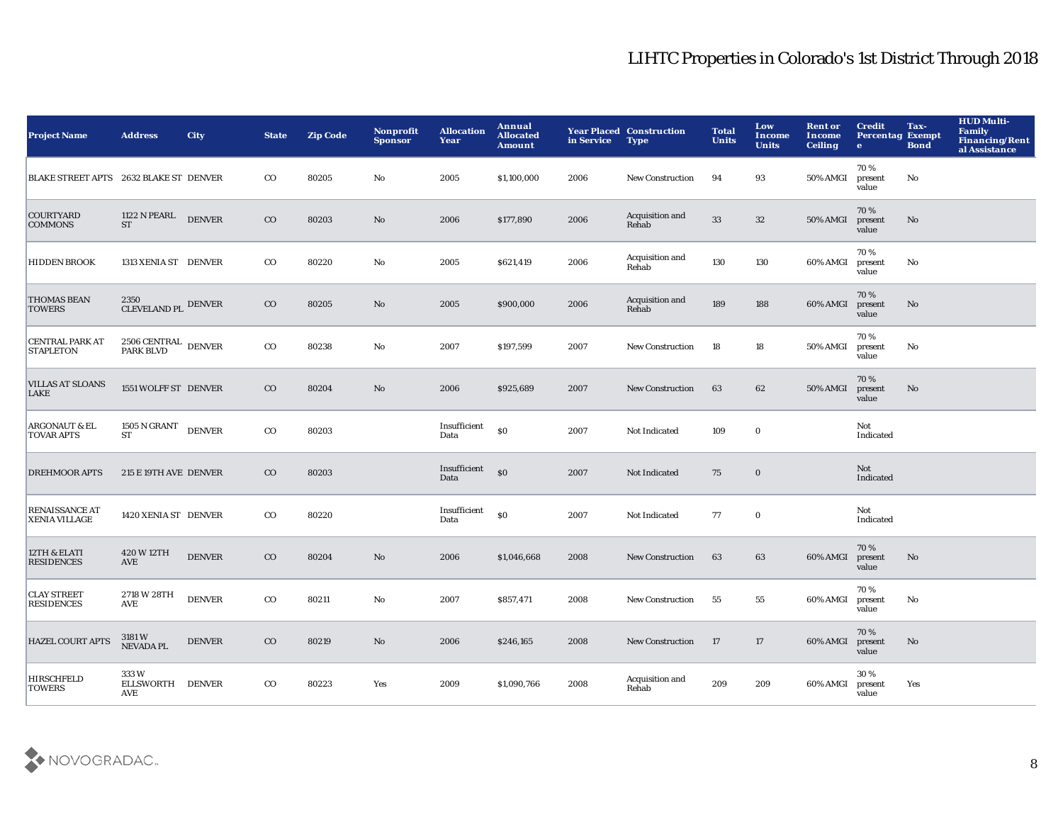# LIHTC Properties in Colorado's 1st District Through 2018

| Project Name | Address | City | State | Zip Code | Nonprofit Sponsor | Allocation Year | Annual Allocated Amount | Year Placed in Service | Construction Type | Total Units | Low Income Units | Rent or Income Ceiling | Credit Percentage | Tax-Exempt Bond | HUD Multi-Family Financing/Rental Assistance |
|---|---|---|---|---|---|---|---|---|---|---|---|---|---|---|---|
| BLAKE STREET APTS | 2632 BLAKE ST | DENVER | CO | 80205 | No | 2005 | $1,100,000 | 2006 | New Construction | 94 | 93 | 50% AMGI | 70 % present value | No | |
| COURTYARD COMMONS | 1122 N PEARL ST | DENVER | CO | 80203 | No | 2006 | $177,890 | 2006 | Acquisition and Rehab | 33 | 32 | 50% AMGI | 70 % present value | No | |
| HIDDEN BROOK | 1313 XENIA ST | DENVER | CO | 80220 | No | 2005 | $621,419 | 2006 | Acquisition and Rehab | 130 | 130 | 60% AMGI | 70 % present value | No | |
| THOMAS BEAN TOWERS | 2350 CLEVELAND PL | DENVER | CO | 80205 | No | 2005 | $900,000 | 2006 | Acquisition and Rehab | 189 | 188 | 60% AMGI | 70 % present value | No | |
| CENTRAL PARK AT STAPLETON | 2506 CENTRAL PARK BLVD | DENVER | CO | 80238 | No | 2007 | $197,599 | 2007 | New Construction | 18 | 18 | 50% AMGI | 70 % present value | No | |
| VILLAS AT SLOANS LAKE | 1551 WOLFF ST | DENVER | CO | 80204 | No | 2006 | $925,689 | 2007 | New Construction | 63 | 62 | 50% AMGI | 70 % present value | No | |
| ARGONAUT & EL TOVAR APTS | 1505 N GRANT ST | DENVER | CO | 80203 | | Insufficient Data | $0 | 2007 | Not Indicated | 109 | 0 | | Not Indicated | | |
| DREHMOOR APTS | 215 E 19TH AVE | DENVER | CO | 80203 | | Insufficient Data | $0 | 2007 | Not Indicated | 75 | 0 | | Not Indicated | | |
| RENAISSANCE AT XENIA VILLAGE | 1420 XENIA ST | DENVER | CO | 80220 | | Insufficient Data | $0 | 2007 | Not Indicated | 77 | 0 | | Not Indicated | | |
| 12TH & ELATI RESIDENCES | 420 W 12TH AVE | DENVER | CO | 80204 | No | 2006 | $1,046,668 | 2008 | New Construction | 63 | 63 | 60% AMGI | 70 % present value | No | |
| CLAY STREET RESIDENCES | 2718 W 28TH AVE | DENVER | CO | 80211 | No | 2007 | $857,471 | 2008 | New Construction | 55 | 55 | 60% AMGI | 70 % present value | No | |
| HAZEL COURT APTS | 3181 W NEVADA PL | DENVER | CO | 80219 | No | 2006 | $246,165 | 2008 | New Construction | 17 | 17 | 60% AMGI | 70 % present value | No | |
| HIRSCHFELD TOWERS | 333 W ELLSWORTH AVE | DENVER | CO | 80223 | Yes | 2009 | $1,090,766 | 2008 | Acquisition and Rehab | 209 | 209 | 60% AMGI | 30 % present value | Yes | |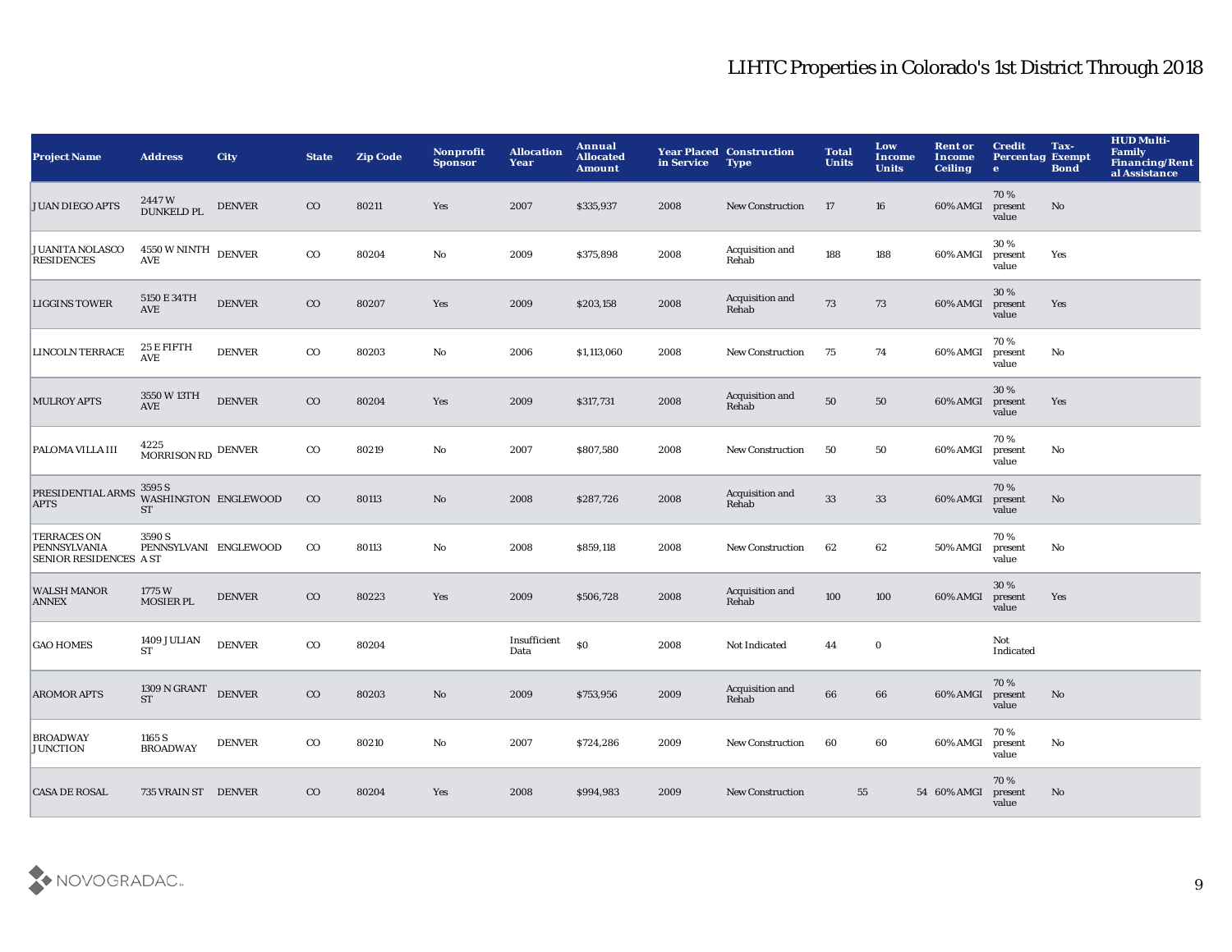# LIHTC Properties in Colorado's 1st District Through 2018

| Project Name | Address | City | State | Zip Code | Nonprofit Sponsor | Allocation Year | Annual Allocated Amount | Year Placed in Service | Construction Type | Total Units | Low Income Units | Rent or Income Ceiling | Credit Percentage | Tax-Exempt Bond | HUD Multi-Family Financing/Rental Assistance |
|---|---|---|---|---|---|---|---|---|---|---|---|---|---|---|---|
| JUAN DIEGO APTS | 2447 W DUNKELD PL | DENVER | CO | 80211 | Yes | 2007 | $335,937 | 2008 | New Construction | 17 | 16 | 60% AMGI | 70 % present value | No | |
| JUANITA NOLASCO RESIDENCES | 4550 W NINTH AVE | DENVER | CO | 80204 | No | 2009 | $375,898 | 2008 | Acquisition and Rehab | 188 | 188 | 60% AMGI | 30 % present value | Yes | |
| LIGGINS TOWER | 5150 E 34TH AVE | DENVER | CO | 80207 | Yes | 2009 | $203,158 | 2008 | Acquisition and Rehab | 73 | 73 | 60% AMGI | 30 % present value | Yes | |
| LINCOLN TERRACE | 25 E FIFTH AVE | DENVER | CO | 80203 | No | 2006 | $1,113,060 | 2008 | New Construction | 75 | 74 | 60% AMGI | 70 % present value | No | |
| MULROY APTS | 3550 W 13TH AVE | DENVER | CO | 80204 | Yes | 2009 | $317,731 | 2008 | Acquisition and Rehab | 50 | 50 | 60% AMGI | 30 % present value | Yes | |
| PALOMA VILLA III | 4225 MORRISON RD | DENVER | CO | 80219 | No | 2007 | $807,580 | 2008 | New Construction | 50 | 50 | 60% AMGI | 70 % present value | No | |
| PRESIDENTIAL ARMS APTS | 3595 S WASHINGTON ST | ENGLEWOOD | CO | 80113 | No | 2008 | $287,726 | 2008 | Acquisition and Rehab | 33 | 33 | 60% AMGI | 70 % present value | No | |
| TERRACES ON PENNSYLVANIA SENIOR RESIDENCES | 3590 S PENNSYLVANIA ST | ENGLEWOOD | CO | 80113 | No | 2008 | $859,118 | 2008 | New Construction | 62 | 62 | 50% AMGI | 70 % present value | No | |
| WALSH MANOR ANNEX | 1775 W MOSIER PL | DENVER | CO | 80223 | Yes | 2009 | $506,728 | 2008 | Acquisition and Rehab | 100 | 100 | 60% AMGI | 30 % present value | Yes | |
| GAO HOMES | 1409 JULIAN ST | DENVER | CO | 80204 | | Insufficient Data | $0 | 2008 | Not Indicated | 44 | 0 | | Not Indicated | | |
| AROMOR APTS | 1309 N GRANT ST | DENVER | CO | 80203 | No | 2009 | $753,956 | 2009 | Acquisition and Rehab | 66 | 66 | 60% AMGI | 70 % present value | No | |
| BROADWAY JUNCTION | 1165 S BROADWAY | DENVER | CO | 80210 | No | 2007 | $724,286 | 2009 | New Construction | 60 | 60 | 60% AMGI | 70 % present value | No | |
| CASA DE ROSAL | 735 VRAIN ST | DENVER | CO | 80204 | Yes | 2008 | $994,983 | 2009 | New Construction | 55 | 54 | 60% AMGI | 70 % present value | No | |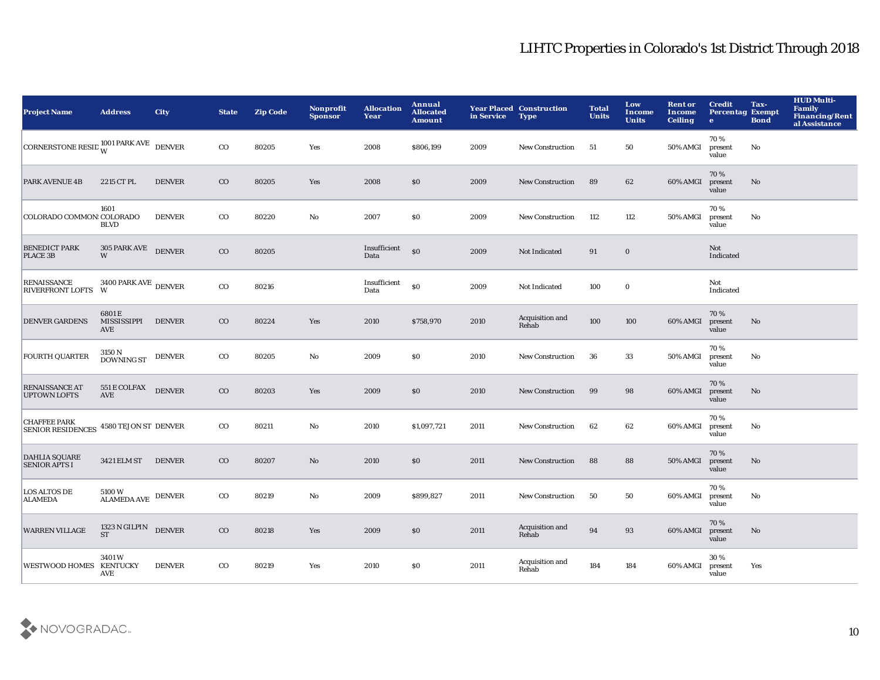# LIHTC Properties in Colorado's 1st District Through 2018

| Project Name | Address | City | State | Zip Code | Nonprofit Sponsor | Allocation Year | Annual Allocated Amount | Year Placed in Service | Construction Type | Total Units | Low Income Units | Rent or Income Ceiling | Credit Percentage | Tax-Exempt Bond | HUD Multi-Family Financing/Rental Assistance |
|---|---|---|---|---|---|---|---|---|---|---|---|---|---|---|---|
| CORNERSTONE RESID | 1001 PARK AVE W | DENVER | CO | 80205 | Yes | 2008 | $806,199 | 2009 | New Construction | 51 | 50 | 50% AMGI | 70 % present value | No | |
| PARK AVENUE 4B | 2215 CT PL | DENVER | CO | 80205 | Yes | 2008 | $0 | 2009 | New Construction | 89 | 62 | 60% AMGI | 70 % present value | No | |
| COLORADO COMMONS | 1601 COLORADO BLVD | DENVER | CO | 80220 | No | 2007 | $0 | 2009 | New Construction | 112 | 112 | 50% AMGI | 70 % present value | No | |
| BENEDICT PARK PLACE 3B | 305 PARK AVE W | DENVER | CO | 80205 | | Insufficient Data | $0 | 2009 | Not Indicated | 91 | 0 | | Not Indicated | | |
| RENAISSANCE RIVERFRONT LOFTS | 3400 PARK AVE W | DENVER | CO | 80216 | | Insufficient Data | $0 | 2009 | Not Indicated | 100 | 0 | | Not Indicated | | |
| DENVER GARDENS | 6801 E MISSISSIPPI AVE | DENVER | CO | 80224 | Yes | 2010 | $758,970 | 2010 | Acquisition and Rehab | 100 | 100 | 60% AMGI | 70 % present value | No | |
| FOURTH QUARTER | 3150 N DOWNING ST | DENVER | CO | 80205 | No | 2009 | $0 | 2010 | New Construction | 36 | 33 | 50% AMGI | 70 % present value | No | |
| RENAISSANCE AT UPTOWN LOFTS | 551 E COLFAX AVE | DENVER | CO | 80203 | Yes | 2009 | $0 | 2010 | New Construction | 99 | 98 | 60% AMGI | 70 % present value | No | |
| CHAFFEE PARK SENIOR RESIDENCES | 4580 TEJON ST | DENVER | CO | 80211 | No | 2010 | $1,097,721 | 2011 | New Construction | 62 | 62 | 60% AMGI | 70 % present value | No | |
| DAHLIA SQUARE SENIOR APTS I | 3421 ELM ST | DENVER | CO | 80207 | No | 2010 | $0 | 2011 | New Construction | 88 | 88 | 50% AMGI | 70 % present value | No | |
| LOS ALTOS DE ALAMEDA | 5100 W ALAMEDA AVE | DENVER | CO | 80219 | No | 2009 | $899,827 | 2011 | New Construction | 50 | 50 | 60% AMGI | 70 % present value | No | |
| WARREN VILLAGE | 1323 N GILPIN ST | DENVER | CO | 80218 | Yes | 2009 | $0 | 2011 | Acquisition and Rehab | 94 | 93 | 60% AMGI | 70 % present value | No | |
| WESTWOOD HOMES | 3401 W KENTUCKY AVE | DENVER | CO | 80219 | Yes | 2010 | $0 | 2011 | Acquisition and Rehab | 184 | 184 | 60% AMGI | 30 % present value | Yes | |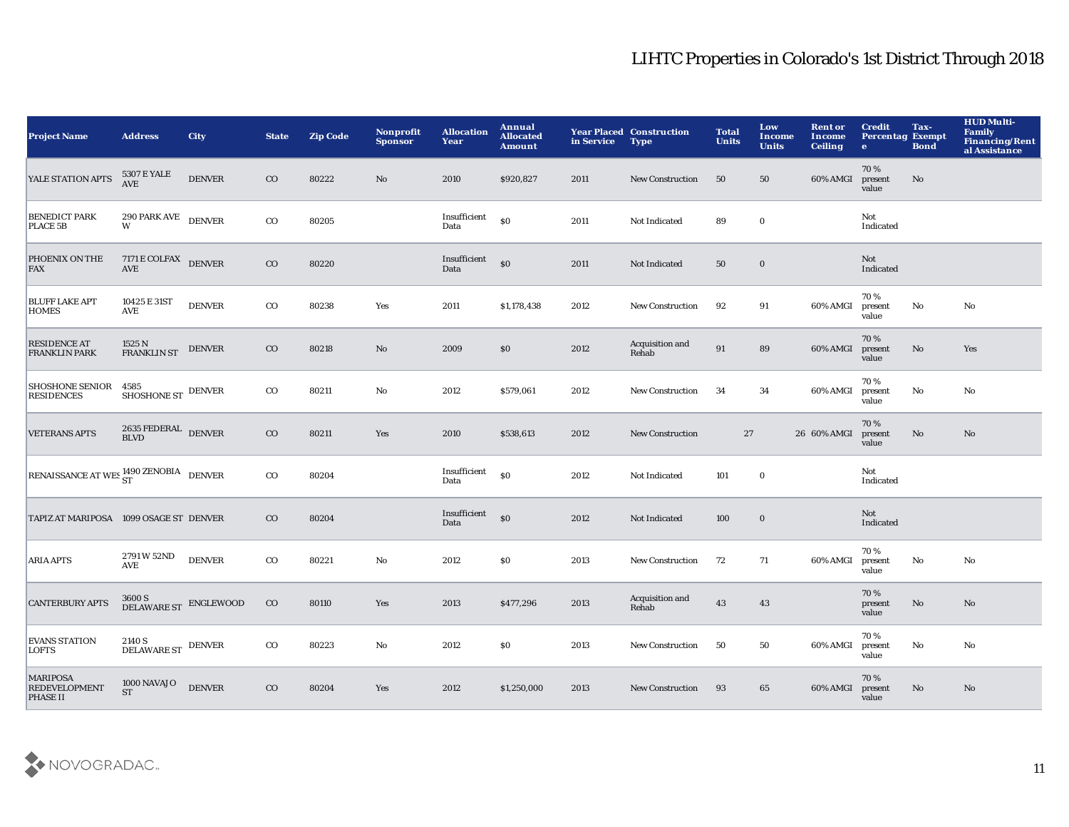# LIHTC Properties in Colorado's 1st District Through 2018

| Project Name | Address | City | State | Zip Code | Nonprofit Sponsor | Allocation Year | Annual Allocated Amount | Year Placed in Service | Construction Type | Total Units | Low Income Units | Rent or Income Ceiling | Credit Percentage | Tax-Exempt Bond | HUD Multi-Family Financing/Rental Assistance |
|---|---|---|---|---|---|---|---|---|---|---|---|---|---|---|---|
| YALE STATION APTS | 5307 E YALE AVE | DENVER | CO | 80222 | No | 2010 | $920,827 | 2011 | New Construction | 50 | 50 | 60% AMGI | 70 % present value | No | |
| BENEDICT PARK PLACE 5B | 290 PARK AVE W | DENVER | CO | 80205 | | Insufficient Data | $0 | 2011 | Not Indicated | 89 | 0 | | Not Indicated | | |
| PHOENIX ON THE FAX | 7171 E COLFAX AVE | DENVER | CO | 80220 | | Insufficient Data | $0 | 2011 | Not Indicated | 50 | 0 | | Not Indicated | | |
| BLUFF LAKE APT HOMES | 10425 E 31ST AVE | DENVER | CO | 80238 | Yes | 2011 | $1,178,438 | 2012 | New Construction | 92 | 91 | 60% AMGI | 70 % present value | No | No |
| RESIDENCE AT FRANKLIN PARK | 1525 N FRANKLIN ST | DENVER | CO | 80218 | No | 2009 | $0 | 2012 | Acquisition and Rehab | 91 | 89 | 60% AMGI | 70 % present value | No | Yes |
| SHOSHONE SENIOR RESIDENCES | 4585 SHOSHONE ST | DENVER | CO | 80211 | No | 2012 | $579,061 | 2012 | New Construction | 34 | 34 | 60% AMGI | 70 % present value | No | No |
| VETERANS APTS | 2635 FEDERAL BLVD | DENVER | CO | 80211 | Yes | 2010 | $538,613 | 2012 | New Construction | 27 | 26 | 60% AMGI | 70 % present value | No | No |
| RENAISSANCE AT WES | 1490 ZENOBIA ST | DENVER | CO | 80204 | | Insufficient Data | $0 | 2012 | Not Indicated | 101 | 0 | | Not Indicated | | |
| TAPIZ AT MARIPOSA | 1099 OSAGE ST | DENVER | CO | 80204 | | Insufficient Data | $0 | 2012 | Not Indicated | 100 | 0 | | Not Indicated | | |
| ARIA APTS | 2791 W 52ND AVE | DENVER | CO | 80221 | No | 2012 | $0 | 2013 | New Construction | 72 | 71 | 60% AMGI | 70 % present value | No | No |
| CANTERBURY APTS | 3600 S DELAWARE ST | ENGLEWOOD | CO | 80110 | Yes | 2013 | $477,296 | 2013 | Acquisition and Rehab | 43 | 43 | | 70 % present value | No | No |
| EVANS STATION LOFTS | 2140 S DELAWARE ST | DENVER | CO | 80223 | No | 2012 | $0 | 2013 | New Construction | 50 | 50 | 60% AMGI | 70 % present value | No | No |
| MARIPOSA REDEVELOPMENT PHASE II | 1000 NAVAJO ST | DENVER | CO | 80204 | Yes | 2012 | $1,250,000 | 2013 | New Construction | 93 | 65 | 60% AMGI | 70 % present value | No | No |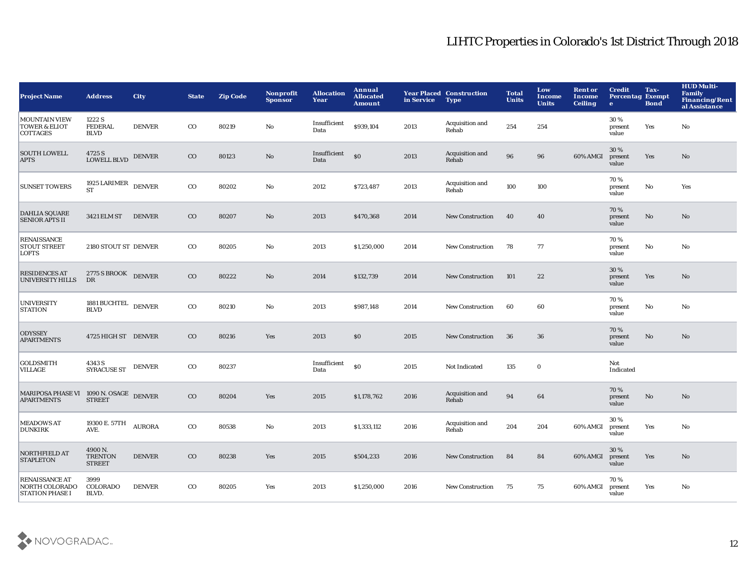# LIHTC Properties in Colorado's 1st District Through 2018

| Project Name | Address | City | State | Zip Code | Nonprofit Sponsor | Allocation Year | Annual Allocated Amount | Year Placed in Service | Construction Type | Total Units | Low Income Units | Rent or Income Ceiling | Credit Percentage | Tax-Exempt Bond | HUD Multi-Family Financing/Rental Assistance |
|---|---|---|---|---|---|---|---|---|---|---|---|---|---|---|---|
| MOUNTAIN VIEW TOWER & ELIOT COTTAGES | 1222 S FEDERAL BLVD | DENVER | CO | 80219 | No | Insufficient Data | $939,104 | 2013 | Acquisition and Rehab | 254 | 254 | | 30 % present value | Yes | No |
| SOUTH LOWELL APTS | 4725 S LOWELL BLVD | DENVER | CO | 80123 | No | Insufficient Data | $0 | 2013 | Acquisition and Rehab | 96 | 96 | 60% AMGI | 30 % present value | Yes | No |
| SUNSET TOWERS | 1925 LARIMER ST | DENVER | CO | 80202 | No | 2012 | $723,487 | 2013 | Acquisition and Rehab | 100 | 100 | | 70 % present value | No | Yes |
| DAHLIA SQUARE SENIOR APTS II | 3421 ELM ST | DENVER | CO | 80207 | No | 2013 | $470,368 | 2014 | New Construction | 40 | 40 | | 70 % present value | No | No |
| RENAISSANCE STOUT STREET LOFTS | 2180 STOUT ST | DENVER | CO | 80205 | No | 2013 | $1,250,000 | 2014 | New Construction | 78 | 77 | | 70 % present value | No | No |
| RESIDENCES AT UNIVERSITY HILLS | 2775 S BROOK DR | DENVER | CO | 80222 | No | 2014 | $132,739 | 2014 | New Construction | 101 | 22 | | 30 % present value | Yes | No |
| UNIVERSITY STATION | 1881 BUCHTEL BLVD | DENVER | CO | 80210 | No | 2013 | $987,148 | 2014 | New Construction | 60 | 60 | | 70 % present value | No | No |
| ODYSSEY APARTMENTS | 4725 HIGH ST | DENVER | CO | 80216 | Yes | 2013 | $0 | 2015 | New Construction | 36 | 36 | | 70 % present value | No | No |
| GOLDSMITH VILLAGE | 4343 S SYRACUSE ST | DENVER | CO | 80237 | | Insufficient Data | $0 | 2015 | Not Indicated | 135 | 0 | | Not Indicated | | |
| MARIPOSA PHASE VI APARTMENTS | 1090 N. OSAGE STREET | DENVER | CO | 80204 | Yes | 2015 | $1,178,762 | 2016 | Acquisition and Rehab | 94 | 64 | | 70 % present value | No | No |
| MEADOWS AT DUNKIRK | 19300 E. 57TH AVE. | AURORA | CO | 80538 | No | 2013 | $1,333,112 | 2016 | Acquisition and Rehab | 204 | 204 | 60% AMGI | 30 % present value | Yes | No |
| NORTHFIELD AT STAPLETON | 4900 N. TRENTON STREET | DENVER | CO | 80238 | Yes | 2015 | $504,233 | 2016 | New Construction | 84 | 84 | 60% AMGI | 30 % present value | Yes | No |
| RENAISSANCE AT NORTH COLORADO STATION PHASE I | 3999 COLORADO BLVD. | DENVER | CO | 80205 | Yes | 2013 | $1,250,000 | 2016 | New Construction | 75 | 75 | 60% AMGI | 70 % present value | Yes | No |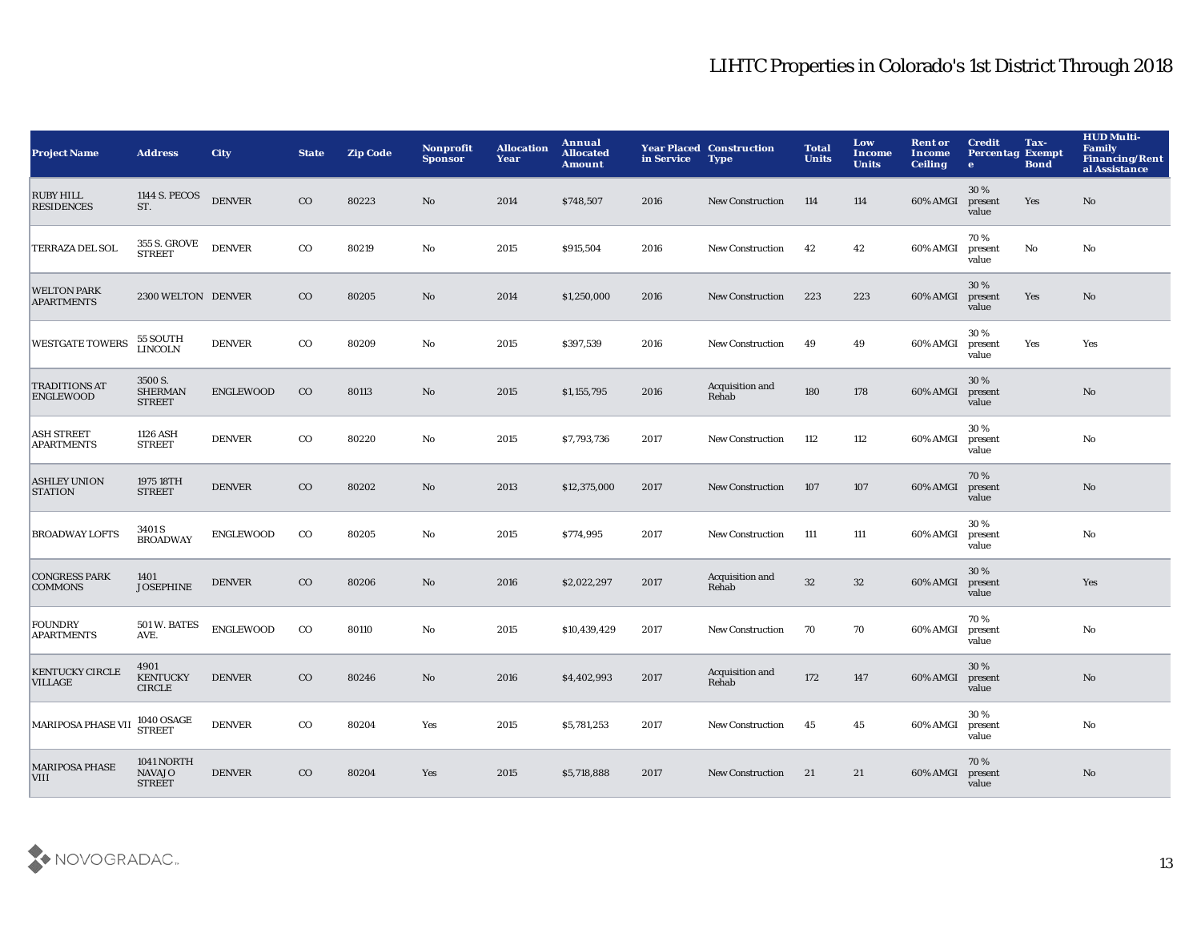# LIHTC Properties in Colorado's 1st District Through 2018

| Project Name | Address | City | State | Zip Code | Nonprofit Sponsor | Allocation Year | Annual Allocated Amount | Year Placed in Service | Construction Type | Total Units | Low Income Units | Rent or Income Ceiling | Credit Percentage | Tax-Exempt Bond | HUD Multi-Family Financing/Rental Assistance |
|---|---|---|---|---|---|---|---|---|---|---|---|---|---|---|---|
| RUBY HILL RESIDENCES | 1144 S. PECOS ST. | DENVER | CO | 80223 | No | 2014 | $748,507 | 2016 | New Construction | 114 | 114 | 60% AMGI | 30 % present value | Yes | No |
| TERRAZA DEL SOL | 355 S. GROVE STREET | DENVER | CO | 80219 | No | 2015 | $915,504 | 2016 | New Construction | 42 | 42 | 60% AMGI | 70 % present value | No | No |
| WELTON PARK APARTMENTS | 2300 WELTON | DENVER | CO | 80205 | No | 2014 | $1,250,000 | 2016 | New Construction | 223 | 223 | 60% AMGI | 30 % present value | Yes | No |
| WESTGATE TOWERS | 55 SOUTH LINCOLN | DENVER | CO | 80209 | No | 2015 | $397,539 | 2016 | New Construction | 49 | 49 | 60% AMGI | 30 % present value | Yes | Yes |
| TRADITIONS AT ENGLEWOOD | 3500 S. SHERMAN STREET | ENGLEWOOD | CO | 80113 | No | 2015 | $1,155,795 | 2016 | Acquisition and Rehab | 180 | 178 | 60% AMGI | 30 % present value | | No |
| ASH STREET APARTMENTS | 1126 ASH STREET | DENVER | CO | 80220 | No | 2015 | $7,793,736 | 2017 | New Construction | 112 | 112 | 60% AMGI | 30 % present value | | No |
| ASHLEY UNION STATION | 1975 18TH STREET | DENVER | CO | 80202 | No | 2013 | $12,375,000 | 2017 | New Construction | 107 | 107 | 60% AMGI | 70 % present value | | No |
| BROADWAY LOFTS | 3401 S BROADWAY | ENGLEWOOD | CO | 80205 | No | 2015 | $774,995 | 2017 | New Construction | 111 | 111 | 60% AMGI | 30 % present value | | No |
| CONGRESS PARK COMMONS | 1401 JOSEPHINE | DENVER | CO | 80206 | No | 2016 | $2,022,297 | 2017 | Acquisition and Rehab | 32 | 32 | 60% AMGI | 30 % present value | | Yes |
| FOUNDRY APARTMENTS | 501 W. BATES AVE. | ENGLEWOOD | CO | 80110 | No | 2015 | $10,439,429 | 2017 | New Construction | 70 | 70 | 60% AMGI | 70 % present value | | No |
| KENTUCKY CIRCLE VILLAGE | 4901 KENTUCKY CIRCLE | DENVER | CO | 80246 | No | 2016 | $4,402,993 | 2017 | Acquisition and Rehab | 172 | 147 | 60% AMGI | 30 % present value | | No |
| MARIPOSA PHASE VII | 1040 OSAGE STREET | DENVER | CO | 80204 | Yes | 2015 | $5,781,253 | 2017 | New Construction | 45 | 45 | 60% AMGI | 30 % present value | | No |
| MARIPOSA PHASE VIII | 1041 NORTH NAVAJO STREET | DENVER | CO | 80204 | Yes | 2015 | $5,718,888 | 2017 | New Construction | 21 | 21 | 60% AMGI | 70 % present value | | No |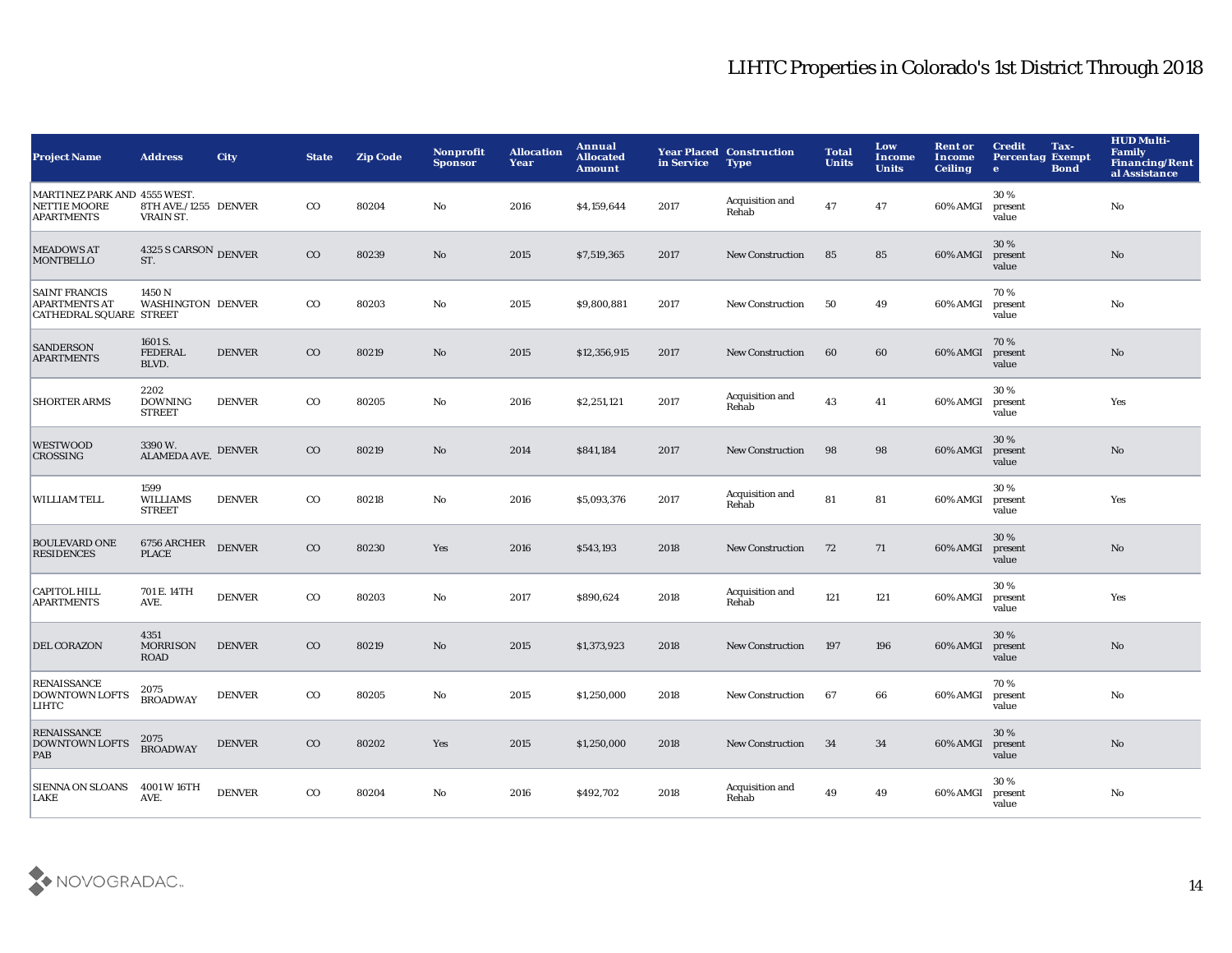# LIHTC Properties in Colorado's 1st District Through 2018

| Project Name | Address | City | State | Zip Code | Nonprofit Sponsor | Allocation Year | Annual Allocated Amount | Year Placed in Service | Construction Type | Total Units | Low Income Units | Rent or Income Ceiling | Credit Percentage | Tax-Exempt Bond | HUD Multi-Family Financing/Rental Assistance |
|---|---|---|---|---|---|---|---|---|---|---|---|---|---|---|---|
| MARTINEZ PARK AND NETTIE MOORE APARTMENTS | 4555 WEST. 8TH AVE./1255 VRAIN ST. | DENVER | CO | 80204 | No | 2016 | $4,159,644 | 2017 | Acquisition and Rehab | 47 | 47 | 60% AMGI | 30 % present value | | No |
| MEADOWS AT MONTBELLO | 4325 S CARSON ST. | DENVER | CO | 80239 | No | 2015 | $7,519,365 | 2017 | New Construction | 85 | 85 | 60% AMGI | 30 % present value | | No |
| SAINT FRANCIS APARTMENTS AT CATHEDRAL SQUARE | 1450 N WASHINGTON STREET | DENVER | CO | 80203 | No | 2015 | $9,800,881 | 2017 | New Construction | 50 | 49 | 60% AMGI | 70 % present value | | No |
| SANDERSON APARTMENTS | 1601 S. FEDERAL BLVD. | DENVER | CO | 80219 | No | 2015 | $12,356,915 | 2017 | New Construction | 60 | 60 | 60% AMGI | 70 % present value | | No |
| SHORTER ARMS | 2202 DOWNING STREET | DENVER | CO | 80205 | No | 2016 | $2,251,121 | 2017 | Acquisition and Rehab | 43 | 41 | 60% AMGI | 30 % present value | | Yes |
| WESTWOOD CROSSING | 3390 W. ALAMEDA AVE. | DENVER | CO | 80219 | No | 2014 | $841,184 | 2017 | New Construction | 98 | 98 | 60% AMGI | 30 % present value | | No |
| WILLIAM TELL | 1599 WILLIAMS STREET | DENVER | CO | 80218 | No | 2016 | $5,093,376 | 2017 | Acquisition and Rehab | 81 | 81 | 60% AMGI | 30 % present value | | Yes |
| BOULEVARD ONE RESIDENCES | 6756 ARCHER PLACE | DENVER | CO | 80230 | Yes | 2016 | $543,193 | 2018 | New Construction | 72 | 71 | 60% AMGI | 30 % present value | | No |
| CAPITOL HILL APARTMENTS | 701 E. 14TH AVE. | DENVER | CO | 80203 | No | 2017 | $890,624 | 2018 | Acquisition and Rehab | 121 | 121 | 60% AMGI | 30 % present value | | Yes |
| DEL CORAZON | 4351 MORRISON ROAD | DENVER | CO | 80219 | No | 2015 | $1,373,923 | 2018 | New Construction | 197 | 196 | 60% AMGI | 30 % present value | | No |
| RENAISSANCE DOWNTOWN LOFTS LIHTC | 2075 BROADWAY | DENVER | CO | 80205 | No | 2015 | $1,250,000 | 2018 | New Construction | 67 | 66 | 60% AMGI | 70 % present value | | No |
| RENAISSANCE DOWNTOWN LOFTS PAB | 2075 BROADWAY | DENVER | CO | 80202 | Yes | 2015 | $1,250,000 | 2018 | New Construction | 34 | 34 | 60% AMGI | 30 % present value | | No |
| SIENNA ON SLOANS LAKE | 4001 W 16TH AVE. | DENVER | CO | 80204 | No | 2016 | $492,702 | 2018 | Acquisition and Rehab | 49 | 49 | 60% AMGI | 30 % present value | | No |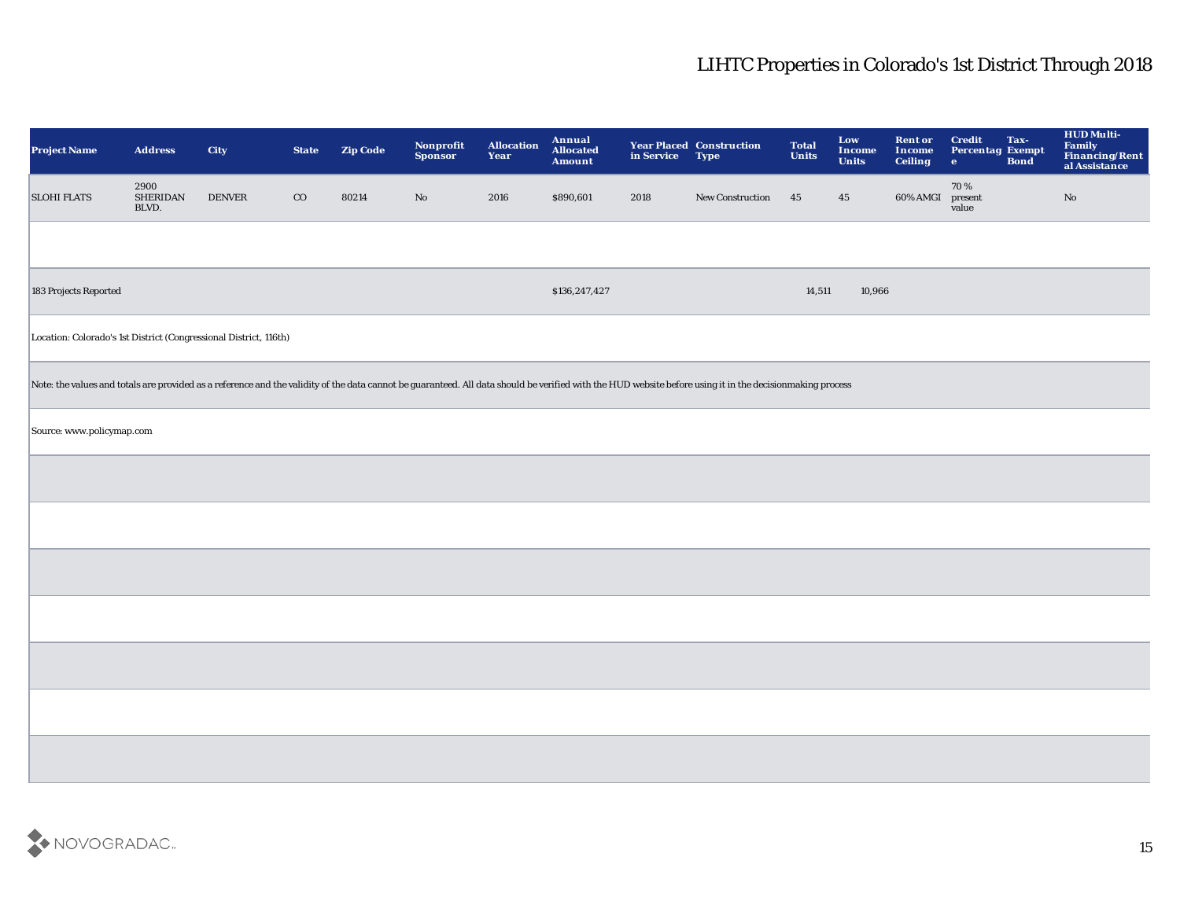# LIHTC Properties in Colorado's 1st District Through 2018

| Project Name | Address | City | State | Zip Code | Nonprofit Sponsor | Allocation Year | Annual Allocated Amount | Year Placed in Service | Construction Type | Total Units | Low Income Units | Rent or Income Ceiling | Credit Percentage | Tax-Exempt Bond | HUD Multi-Family Financing/Rental Assistance |
|---|---|---|---|---|---|---|---|---|---|---|---|---|---|---|---|
| SLOHI FLATS | 2900 SHERIDAN BLVD. | DENVER | CO | 80214 | No | 2016 | $890,601 | 2018 | New Construction | 45 | 45 | 60% AMGI | 70 % present value | | No |
| | | | | | | | | | | | | | | | |
| 183 Projects Reported | | | | | | | $136,247,427 | | | 14,511 | 10,966 | | | | |

Location: Colorado's 1st District (Congressional District, 116th)

Note: the values and totals are provided as a reference and the validity of the data cannot be guaranteed. All data should be verified with the HUD website before using it in the decisionmaking process

Source: www.policymap.com